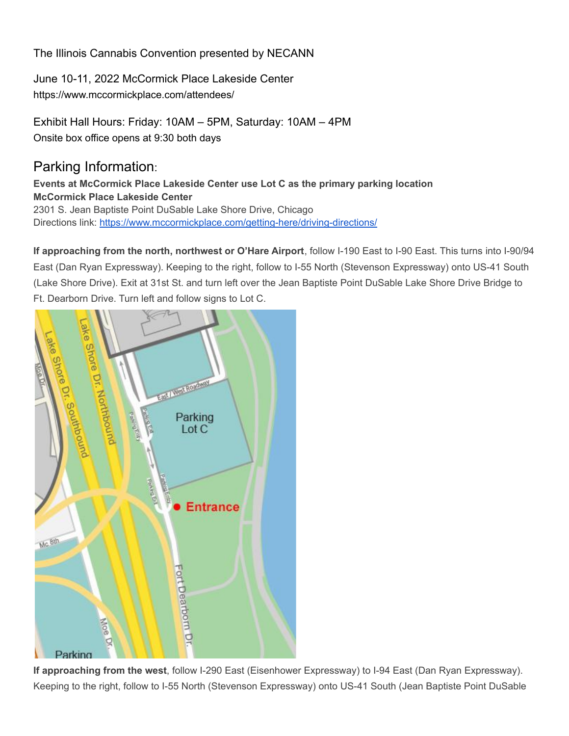The Illinois Cannabis Convention presented by NECANN

June 10-11, 2022 McCormick Place Lakeside Center
https://www.mccormickplace.com/attendees/

Exhibit Hall Hours: Friday: 10AM – 5PM, Saturday: 10AM – 4PM
Onsite box office opens at 9:30 both days

## Parking Information:

**Events at McCormick Place Lakeside Center use Lot C as the primary parking location**
**McCormick Place Lakeside Center**
2301 S. Jean Baptiste Point DuSable Lake Shore Drive, Chicago
Directions link: https://www.mccormickplace.com/getting-here/driving-directions/

**If approaching from the north, northwest or O'Hare Airport**, follow I-190 East to I-90 East. This turns into I-90/94 East (Dan Ryan Expressway). Keeping to the right, follow to I-55 North (Stevenson Expressway) onto US-41 South (Lake Shore Drive). Exit at 31st St. and turn left over the Jean Baptiste Point DuSable Lake Shore Drive Bridge to Ft. Dearborn Drive. Turn left and follow signs to Lot C.

**If approaching from the west**, follow I-290 East (Eisenhower Expressway) to I-94 East (Dan Ryan Expressway). Keeping to the right, follow to I-55 North (Stevenson Expressway) onto US-41 South (Jean Baptiste Point DuSable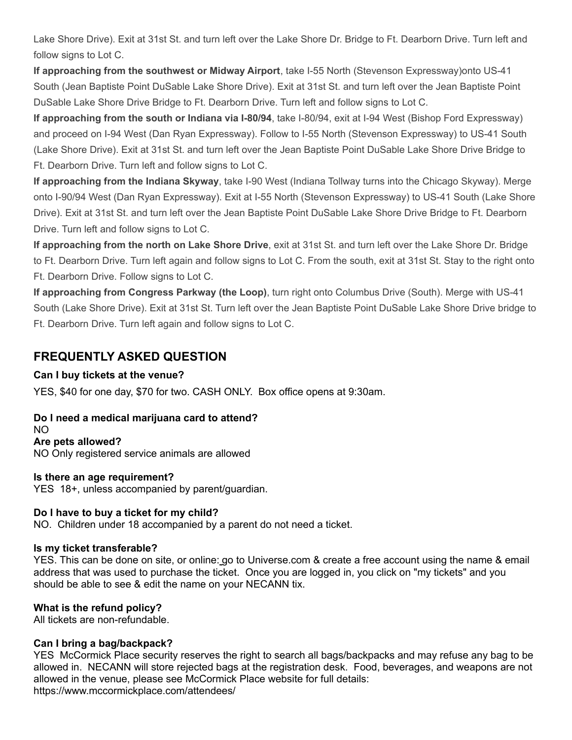Lake Shore Drive). Exit at 31st St. and turn left over the Lake Shore Dr. Bridge to Ft. Dearborn Drive. Turn left and follow signs to Lot C.

**If approaching from the southwest or Midway Airport**, take I-55 North (Stevenson Expressway)onto US-41 South (Jean Baptiste Point DuSable Lake Shore Drive). Exit at 31st St. and turn left over the Jean Baptiste Point DuSable Lake Shore Drive Bridge to Ft. Dearborn Drive. Turn left and follow signs to Lot C.

**If approaching from the south or Indiana via I-80/94**, take I-80/94, exit at I-94 West (Bishop Ford Expressway) and proceed on I-94 West (Dan Ryan Expressway). Follow to I-55 North (Stevenson Expressway) to US-41 South (Lake Shore Drive). Exit at 31st St. and turn left over the Jean Baptiste Point DuSable Lake Shore Drive Bridge to Ft. Dearborn Drive. Turn left and follow signs to Lot C.

**If approaching from the Indiana Skyway**, take I-90 West (Indiana Tollway turns into the Chicago Skyway). Merge onto I-90/94 West (Dan Ryan Expressway). Exit at I-55 North (Stevenson Expressway) to US-41 South (Lake Shore Drive). Exit at 31st St. and turn left over the Jean Baptiste Point DuSable Lake Shore Drive Bridge to Ft. Dearborn Drive. Turn left and follow signs to Lot C.

**If approaching from the north on Lake Shore Drive**, exit at 31st St. and turn left over the Lake Shore Dr. Bridge to Ft. Dearborn Drive. Turn left again and follow signs to Lot C. From the south, exit at 31st St. Stay to the right onto Ft. Dearborn Drive. Follow signs to Lot C.

**If approaching from Congress Parkway (the Loop)**, turn right onto Columbus Drive (South). Merge with US-41 South (Lake Shore Drive). Exit at 31st St. Turn left over the Jean Baptiste Point DuSable Lake Shore Drive bridge to Ft. Dearborn Drive. Turn left again and follow signs to Lot C.

## FREQUENTLY ASKED QUESTION

**Can I buy tickets at the venue?**

YES, $40 for one day, $70 for two. CASH ONLY. Box office opens at 9:30am.

**Do I need a medical marijuana card to attend?**
NO

**Are pets allowed?**
NO Only registered service animals are allowed

**Is there an age requirement?**
YES 18+, unless accompanied by parent/guardian.

**Do I have to buy a ticket for my child?**
NO. Children under 18 accompanied by a parent do not need a ticket.

**Is my ticket transferable?**
YES. This can be done on site, or online: go to Universe.com & create a free account using the name & email address that was used to purchase the ticket. Once you are logged in, you click on "my tickets" and you should be able to see & edit the name on your NECANN tix.

**What is the refund policy?**
All tickets are non-refundable.

**Can I bring a bag/backpack?**
YES McCormick Place security reserves the right to search all bags/backpacks and may refuse any bag to be allowed in. NECANN will store rejected bags at the registration desk. Food, beverages, and weapons are not allowed in the venue, please see McCormick Place website for full details:
https://www.mccormickplace.com/attendees/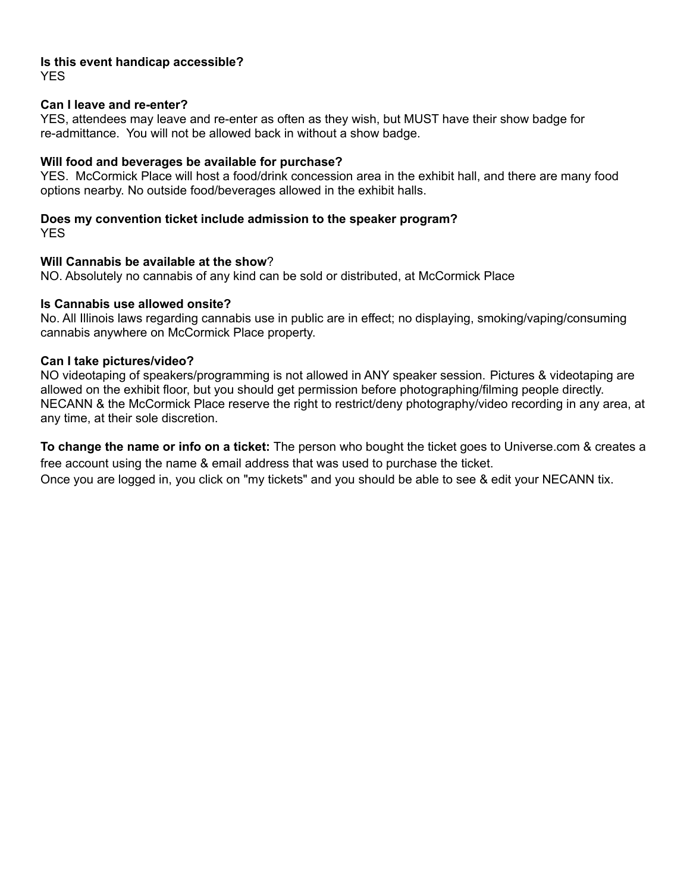**Is this event handicap accessible?**
YES

**Can I leave and re-enter?**
YES, attendees may leave and re-enter as often as they wish, but MUST have their show badge for re-admittance. You will not be allowed back in without a show badge.

**Will food and beverages be available for purchase?**
YES. McCormick Place will host a food/drink concession area in the exhibit hall, and there are many food options nearby. No outside food/beverages allowed in the exhibit halls.

**Does my convention ticket include admission to the speaker program?**
YES

**Will Cannabis be available at the show**?
NO. Absolutely no cannabis of any kind can be sold or distributed, at McCormick Place

**Is Cannabis use allowed onsite?**
No. All Illinois laws regarding cannabis use in public are in effect; no displaying, smoking/vaping/consuming cannabis anywhere on McCormick Place property.

**Can I take pictures/video?**
NO videotaping of speakers/programming is not allowed in ANY speaker session. Pictures & videotaping are allowed on the exhibit floor, but you should get permission before photographing/filming people directly. NECANN & the McCormick Place reserve the right to restrict/deny photography/video recording in any area, at any time, at their sole discretion.

**To change the name or info on a ticket:** The person who bought the ticket goes to Universe.com & creates a free account using the name & email address that was used to purchase the ticket.
Once you are logged in, you click on "my tickets" and you should be able to see & edit your NECANN tix.